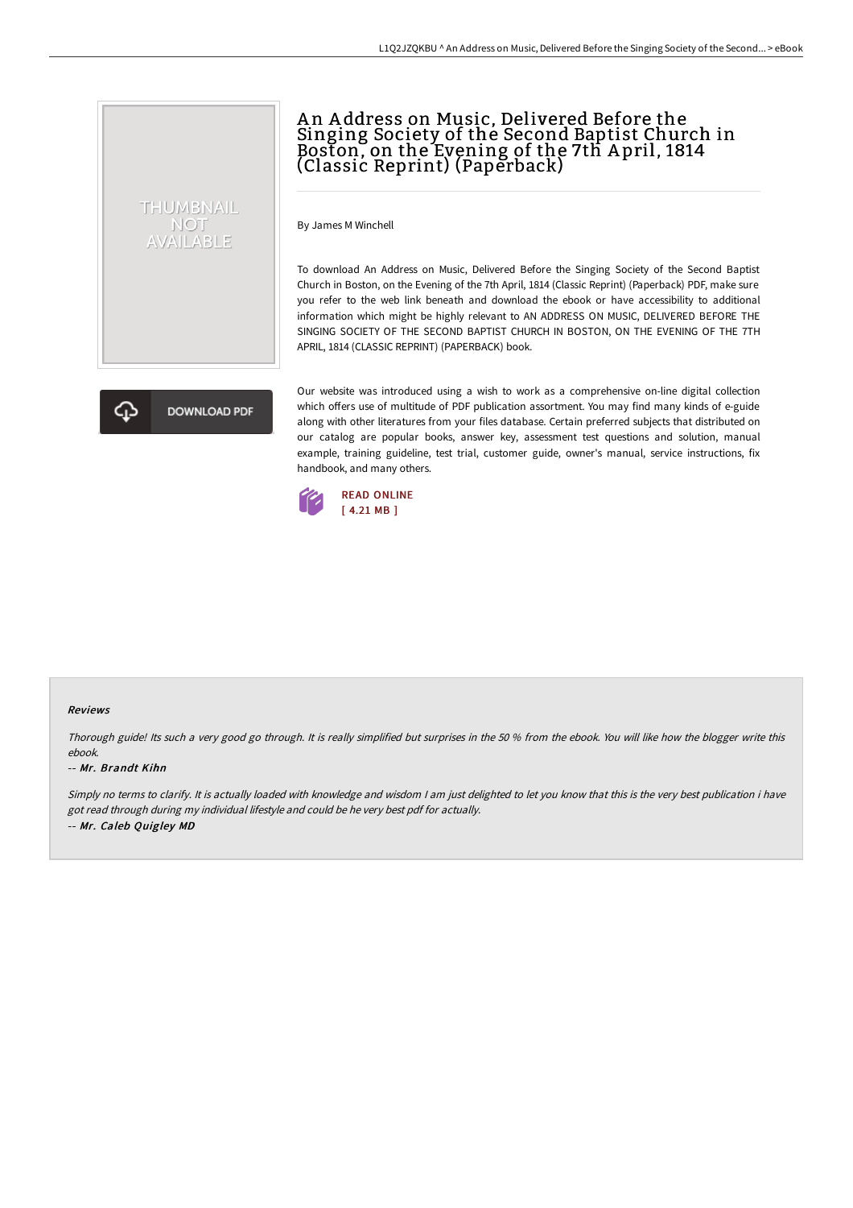# An Address on Music, Delivered Before the Singing Society of the Second Baptist Church in Boston, on the Evening of the 7th April, 1814 (Classic Reprint) (Paperback)

THUMBNAIL NOT AVAILABLE

DOWNLOAD PDF

By James M Winchell

To download An Address on Music, Delivered Before the Singing Society of the Second Baptist Church in Boston, on the Evening of the 7th April, 1814 (Classic Reprint) (Paperback) PDF, make sure you refer to the web link beneath and download the ebook or have accessibility to additional information which might be highly relevant to AN ADDRESS ON MUSIC, DELIVERED BEFORE THE SINGING SOCIETY OF THE SECOND BAPTIST CHURCH IN BOSTON, ON THE EVENING OF THE 7TH APRIL, 1814 (CLASSIC REPRINT) (PAPERBACK) book.

Our website was introduced using a wish to work as a comprehensive on-line digital collection which offers use of multitude of PDF publication assortment. You may find many kinds of e-guide along with other literatures from your files database. Certain preferred subjects that distributed on our catalog are popular books, answer key, assessment test questions and solution, manual example, training guideline, test trial, customer guide, owner's manual, service instructions, fix handbook, and many others.

READ ONLINE
[ 4.21 MB ]

## Reviews

*Thorough guide! Its such a very good go through. It is really simplified but surprises in the 50 % from the ebook. You will like how the blogger write this ebook.*

*-- Mr. Brandt Kihn*

*Simply no terms to clarify. It is actually loaded with knowledge and wisdom I am just delighted to let you know that this is the very best publication i have got read through during my individual lifestyle and could be he very best pdf for actually.*

*-- Mr. Caleb Quigley MD*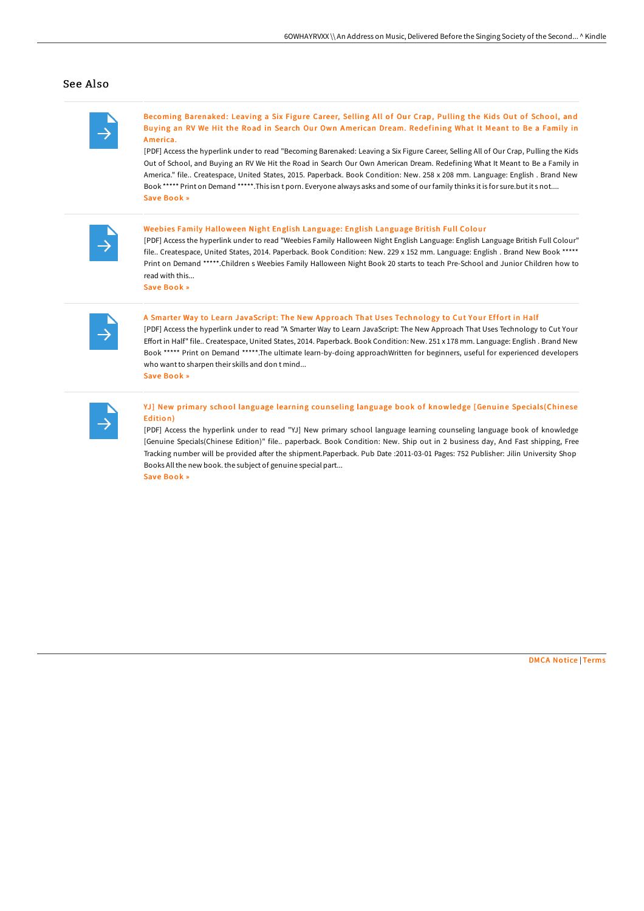## See Also

**Becoming Barenaked: Leaving a Six Figure Career, Selling All of Our Crap, Pulling the Kids Out of School, and Buying an RV We Hit the Road in Search Our Own American Dream. Redefining What It Meant to Be a Family in America.**

[PDF] Access the hyperlink under to read "Becoming Barenaked: Leaving a Six Figure Career, Selling All of Our Crap, Pulling the Kids Out of School, and Buying an RV We Hit the Road in Search Our Own American Dream. Redefining What It Meant to Be a Family in America." file.. Createspace, United States, 2015. Paperback. Book Condition: New. 258 x 208 mm. Language: English . Brand New Book ***** Print on Demand *****.This isn t porn. Everyone always asks and some of our family thinks it is for sure.but it s not....

Save Book »

**Weebies Family Halloween Night English Language: English Language British Full Colour**

[PDF] Access the hyperlink under to read "Weebies Family Halloween Night English Language: English Language British Full Colour" file.. Createspace, United States, 2014. Paperback. Book Condition: New. 229 x 152 mm. Language: English . Brand New Book ***** Print on Demand *****.Children s Weebies Family Halloween Night Book 20 starts to teach Pre-School and Junior Children how to read with this...

Save Book »

**A Smarter Way to Learn JavaScript: The New Approach That Uses Technology to Cut Your Effort in Half**

[PDF] Access the hyperlink under to read "A Smarter Way to Learn JavaScript: The New Approach That Uses Technology to Cut Your Effort in Half" file.. Createspace, United States, 2014. Paperback. Book Condition: New. 251 x 178 mm. Language: English . Brand New Book ***** Print on Demand *****.The ultimate learn-by-doing approachWritten for beginners, useful for experienced developers who want to sharpen their skills and don t mind...

Save Book »

**YJ] New primary school language learning counseling language book of knowledge [Genuine Specials(Chinese Edition)**

[PDF] Access the hyperlink under to read "YJ] New primary school language learning counseling language book of knowledge [Genuine Specials(Chinese Edition)" file.. paperback. Book Condition: New. Ship out in 2 business day, And Fast shipping, Free Tracking number will be provided after the shipment.Paperback. Pub Date :2011-03-01 Pages: 752 Publisher: Jilin University Shop Books All the new book. the subject of genuine special part...

Save Book »

DMCA Notice | Terms